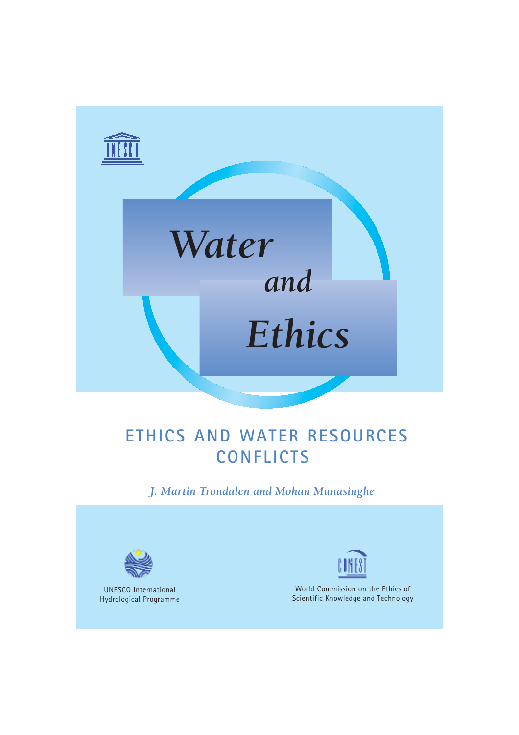UNESCO

# *Water and Ethics*

## ETHICS AND WATER RESOURCES CONFLICTS

*J. Martin Trondalen and Mohan Munasinghe*

UNESCO International Hydrological Programme

COMEST

World Commission on the Ethics of Scientific Knowledge and Technology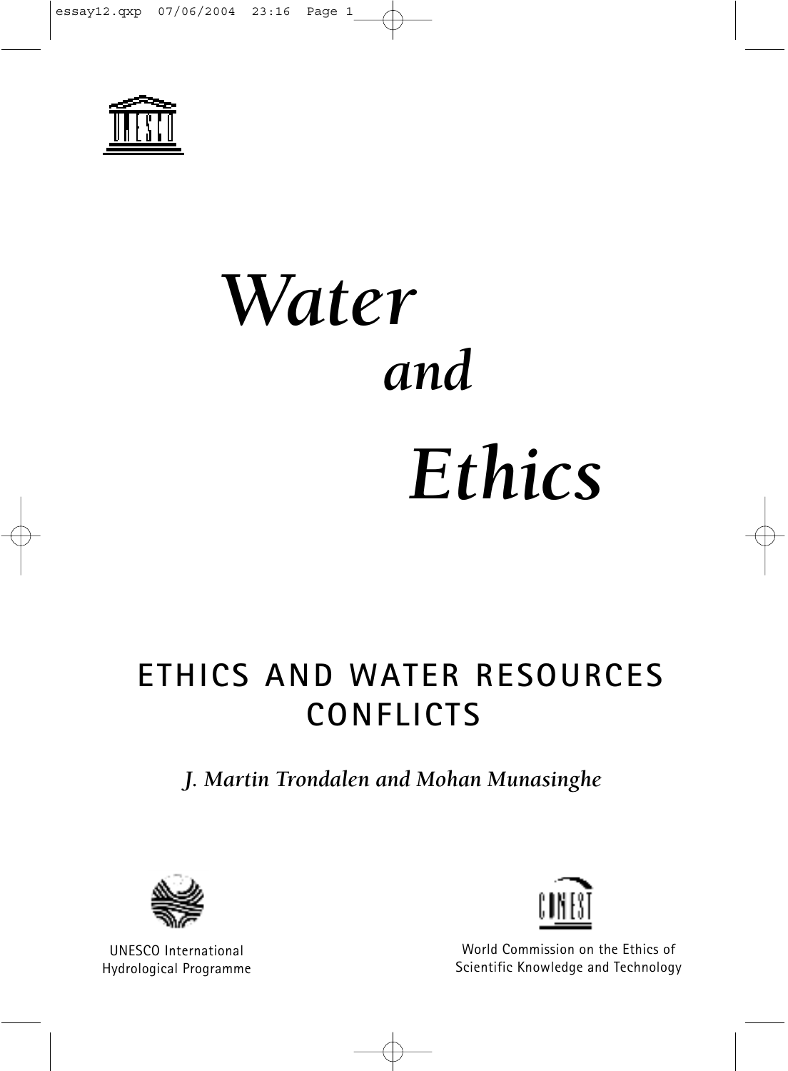# *Water and Ethics*

## ETHICS AND WATER RESOURCES CONFLICTS

*J. Martin Trondalen and Mohan Munasinghe*

UNESCO International Hydrological Programme

World Commission on the Ethics of Scientific Knowledge and Technology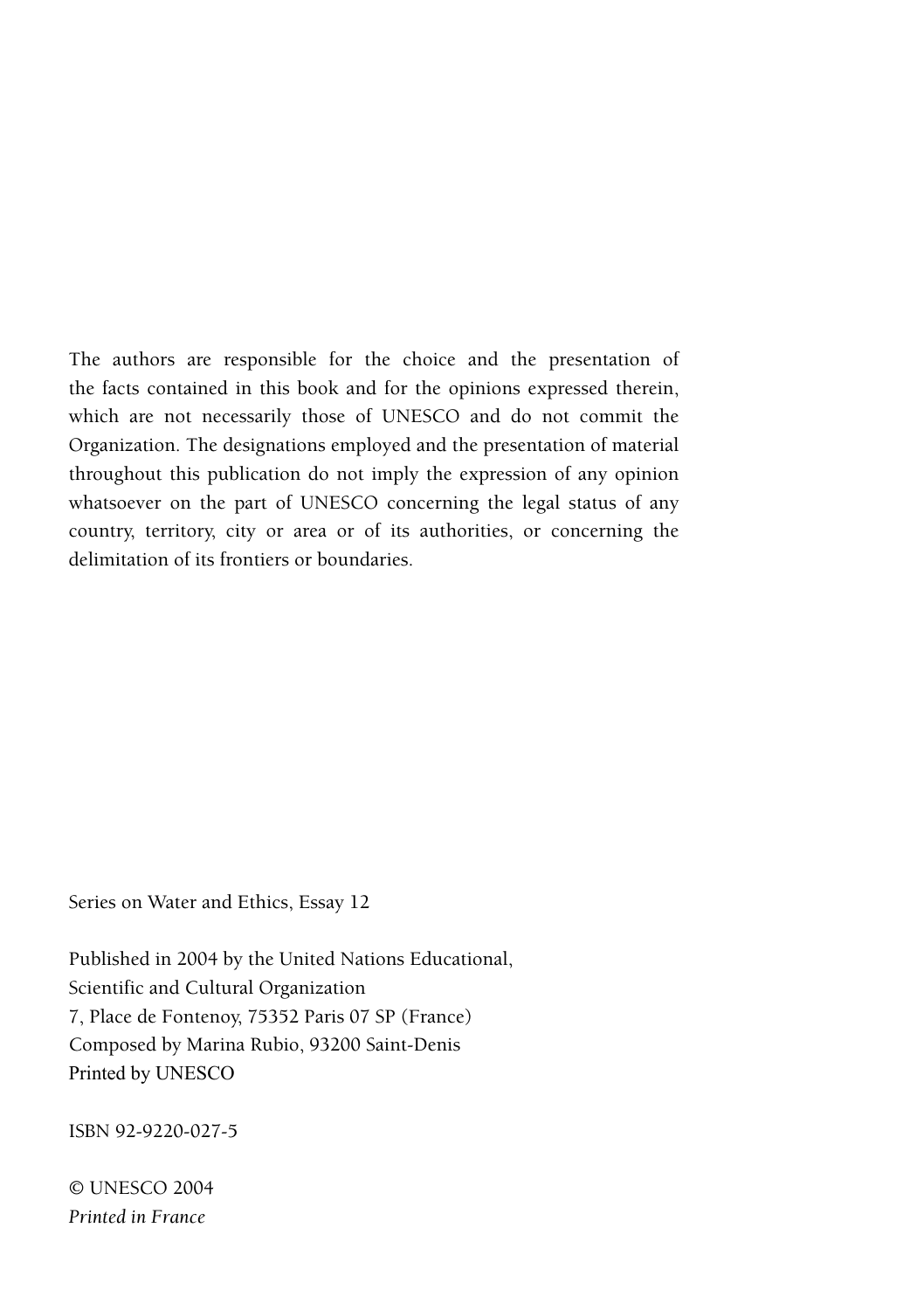The authors are responsible for the choice and the presentation of the facts contained in this book and for the opinions expressed therein, which are not necessarily those of UNESCO and do not commit the Organization. The designations employed and the presentation of material throughout this publication do not imply the expression of any opinion whatsoever on the part of UNESCO concerning the legal status of any country, territory, city or area or of its authorities, or concerning the delimitation of its frontiers or boundaries.

Series on Water and Ethics, Essay 12

Published in 2004 by the United Nations Educational,
Scientific and Cultural Organization
7, Place de Fontenoy, 75352 Paris 07 SP (France)
Composed by Marina Rubio, 93200 Saint-Denis
Printed by UNESCO

ISBN 92-9220-027-5

© UNESCO 2004
*Printed in France*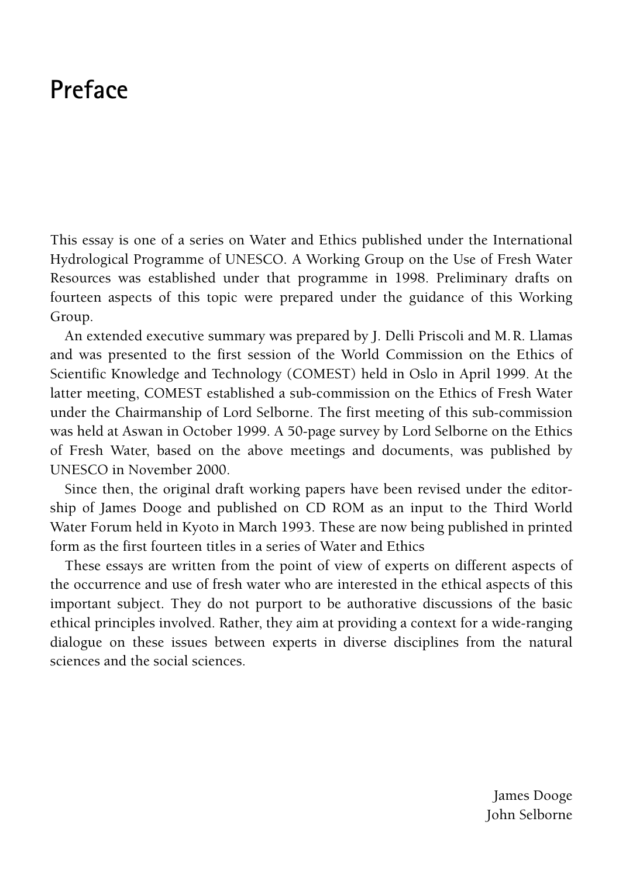# Preface

This essay is one of a series on Water and Ethics published under the International Hydrological Programme of UNESCO. A Working Group on the Use of Fresh Water Resources was established under that programme in 1998. Preliminary drafts on fourteen aspects of this topic were prepared under the guidance of this Working Group.

An extended executive summary was prepared by J. Delli Priscoli and M. R. Llamas and was presented to the first session of the World Commission on the Ethics of Scientific Knowledge and Technology (COMEST) held in Oslo in April 1999. At the latter meeting, COMEST established a sub-commission on the Ethics of Fresh Water under the Chairmanship of Lord Selborne. The first meeting of this sub-commission was held at Aswan in October 1999. A 50-page survey by Lord Selborne on the Ethics of Fresh Water, based on the above meetings and documents, was published by UNESCO in November 2000.

Since then, the original draft working papers have been revised under the editorship of James Dooge and published on CD ROM as an input to the Third World Water Forum held in Kyoto in March 1993. These are now being published in printed form as the first fourteen titles in a series of Water and Ethics

These essays are written from the point of view of experts on different aspects of the occurrence and use of fresh water who are interested in the ethical aspects of this important subject. They do not purport to be authorative discussions of the basic ethical principles involved. Rather, they aim at providing a context for a wide-ranging dialogue on these issues between experts in diverse disciplines from the natural sciences and the social sciences.

James Dooge  
John Selborne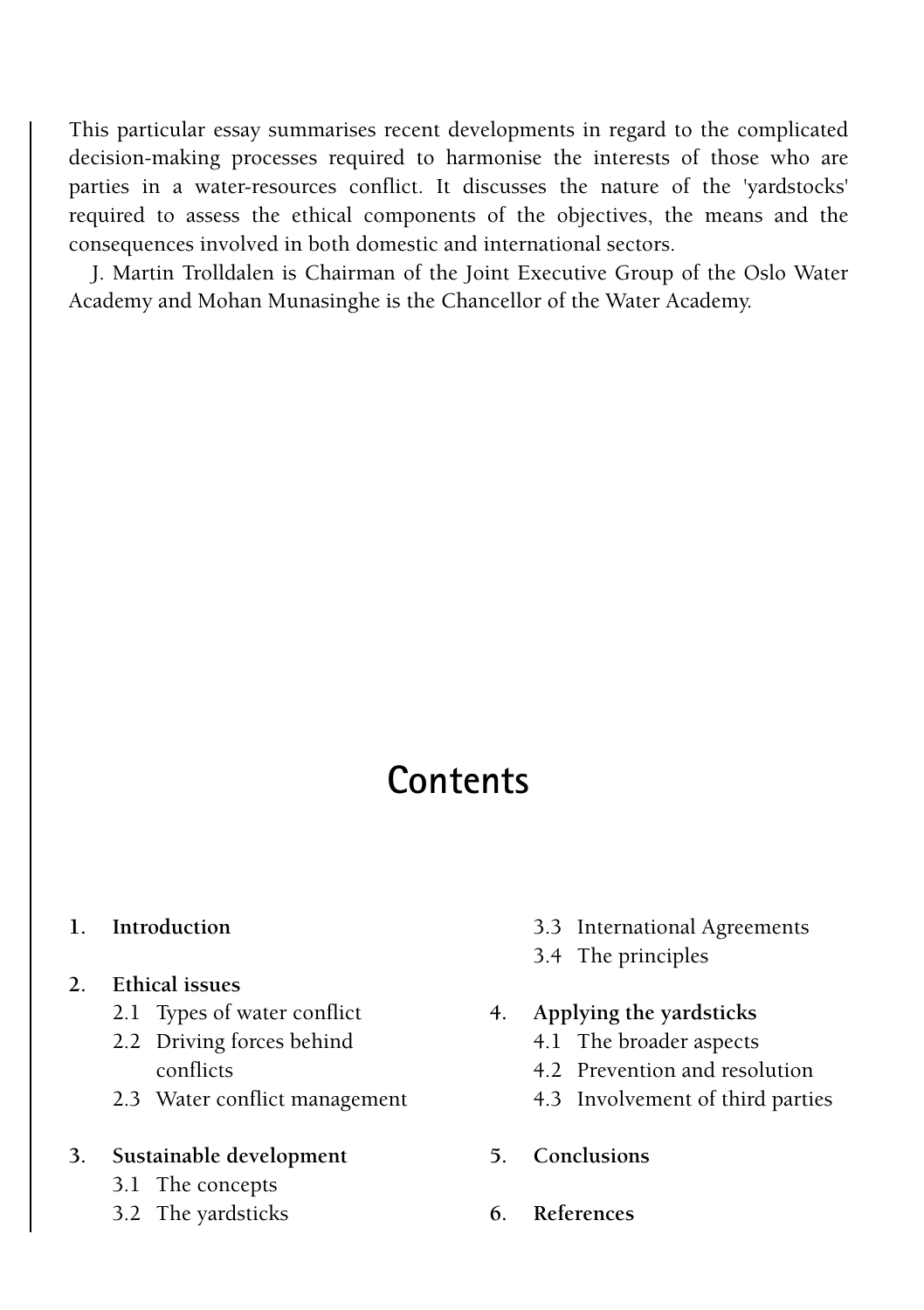This particular essay summarises recent developments in regard to the complicated decision-making processes required to harmonise the interests of those who are parties in a water-resources conflict. It discusses the nature of the 'yardstocks' required to assess the ethical components of the objectives, the means and the consequences involved in both domestic and international sectors.

J. Martin Trolldalen is Chairman of the Joint Executive Group of the Oslo Water Academy and Mohan Munasinghe is the Chancellor of the Water Academy.

## Contents

1. **Introduction**
2. **Ethical issues**
   - 2.1 Types of water conflict
   - 2.2 Driving forces behind conflicts
   - 2.3 Water conflict management
3. **Sustainable development**
   - 3.1 The concepts
   - 3.2 The yardsticks
   - 3.3 International Agreements
   - 3.4 The principles
4. **Applying the yardsticks**
   - 4.1 The broader aspects
   - 4.2 Prevention and resolution
   - 4.3 Involvement of third parties
5. **Conclusions**
6. **References**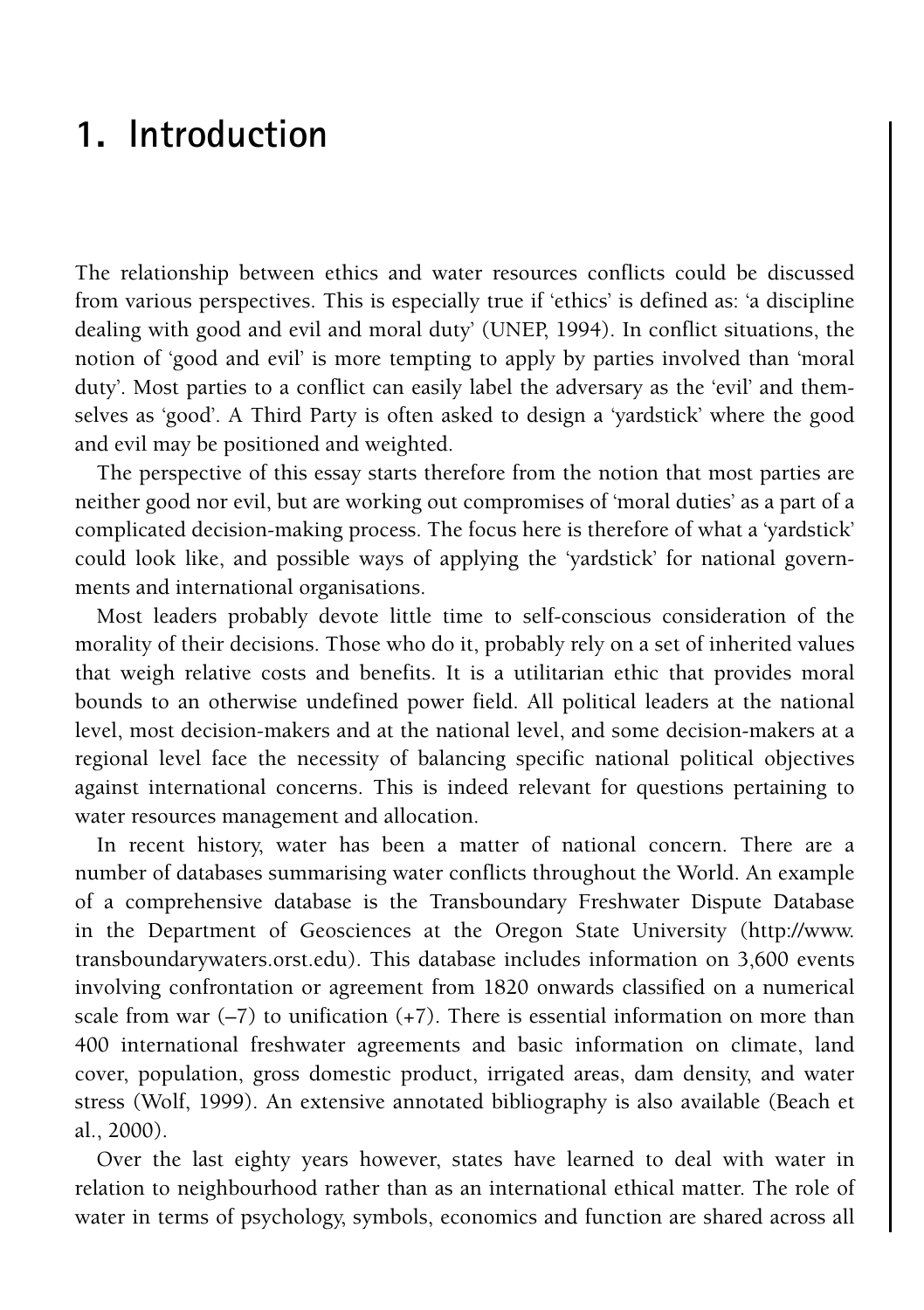# 1. Introduction

The relationship between ethics and water resources conflicts could be discussed from various perspectives. This is especially true if 'ethics' is defined as: 'a discipline dealing with good and evil and moral duty' (UNEP, 1994). In conflict situations, the notion of 'good and evil' is more tempting to apply by parties involved than 'moral duty'. Most parties to a conflict can easily label the adversary as the 'evil' and themselves as 'good'. A Third Party is often asked to design a 'yardstick' where the good and evil may be positioned and weighted.

The perspective of this essay starts therefore from the notion that most parties are neither good nor evil, but are working out compromises of 'moral duties' as a part of a complicated decision-making process. The focus here is therefore of what a 'yardstick' could look like, and possible ways of applying the 'yardstick' for national governments and international organisations.

Most leaders probably devote little time to self-conscious consideration of the morality of their decisions. Those who do it, probably rely on a set of inherited values that weigh relative costs and benefits. It is a utilitarian ethic that provides moral bounds to an otherwise undefined power field. All political leaders at the national level, most decision-makers and at the national level, and some decision-makers at a regional level face the necessity of balancing specific national political objectives against international concerns. This is indeed relevant for questions pertaining to water resources management and allocation.

In recent history, water has been a matter of national concern. There are a number of databases summarising water conflicts throughout the World. An example of a comprehensive database is the Transboundary Freshwater Dispute Database in the Department of Geosciences at the Oregon State University (http://www.transboundarywaters.orst.edu). This database includes information on 3,600 events involving confrontation or agreement from 1820 onwards classified on a numerical scale from war (–7) to unification (+7). There is essential information on more than 400 international freshwater agreements and basic information on climate, land cover, population, gross domestic product, irrigated areas, dam density, and water stress (Wolf, 1999). An extensive annotated bibliography is also available (Beach et al., 2000).

Over the last eighty years however, states have learned to deal with water in relation to neighbourhood rather than as an international ethical matter. The role of water in terms of psychology, symbols, economics and function are shared across all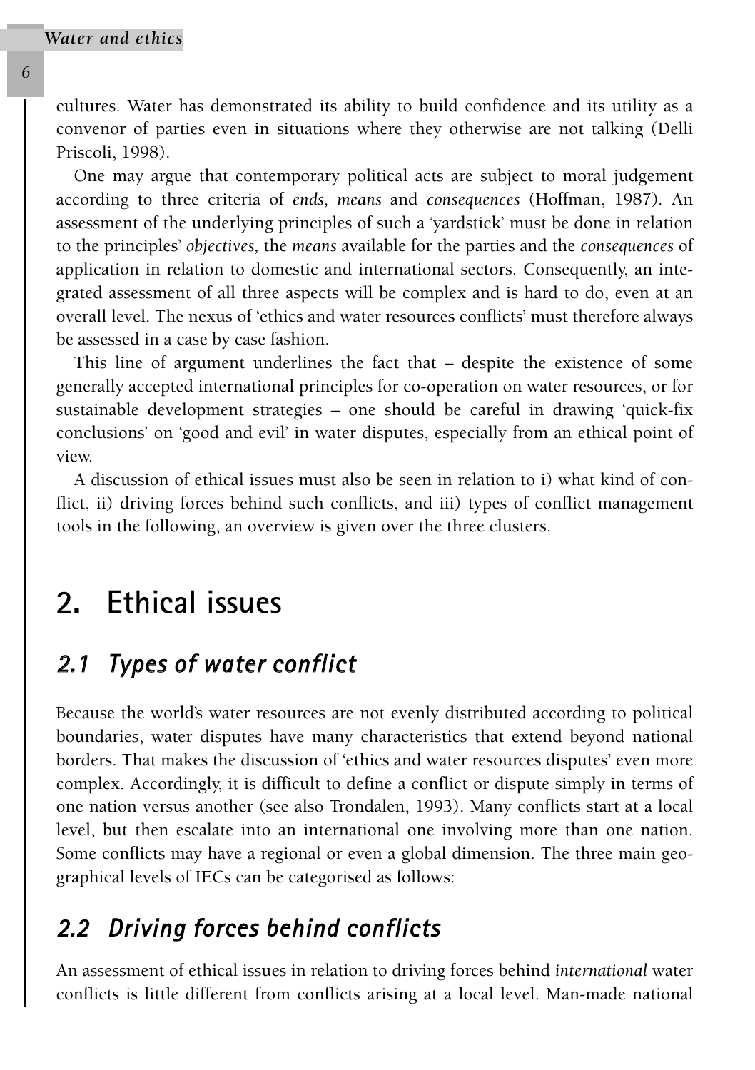cultures. Water has demonstrated its ability to build confidence and its utility as a convenor of parties even in situations where they otherwise are not talking (Delli Priscoli, 1998).

One may argue that contemporary political acts are subject to moral judgement according to three criteria of *ends, means* and *consequences* (Hoffman, 1987). An assessment of the underlying principles of such a 'yardstick' must be done in relation to the principles' *objectives,* the *means* available for the parties and the *consequences* of application in relation to domestic and international sectors. Consequently, an integrated assessment of all three aspects will be complex and is hard to do, even at an overall level. The nexus of 'ethics and water resources conflicts' must therefore always be assessed in a case by case fashion.

This line of argument underlines the fact that – despite the existence of some generally accepted international principles for co-operation on water resources, or for sustainable development strategies – one should be careful in drawing 'quick-fix conclusions' on 'good and evil' in water disputes, especially from an ethical point of view.

A discussion of ethical issues must also be seen in relation to i) what kind of conflict, ii) driving forces behind such conflicts, and iii) types of conflict management tools in the following, an overview is given over the three clusters.

# 2. Ethical issues

## 2.1 Types of water conflict

Because the world's water resources are not evenly distributed according to political boundaries, water disputes have many characteristics that extend beyond national borders. That makes the discussion of 'ethics and water resources disputes' even more complex. Accordingly, it is difficult to define a conflict or dispute simply in terms of one nation versus another (see also Trondalen, 1993). Many conflicts start at a local level, but then escalate into an international one involving more than one nation. Some conflicts may have a regional or even a global dimension. The three main geographical levels of IECs can be categorised as follows:

## 2.2 Driving forces behind conflicts

An assessment of ethical issues in relation to driving forces behind *international* water conflicts is little different from conflicts arising at a local level. Man-made national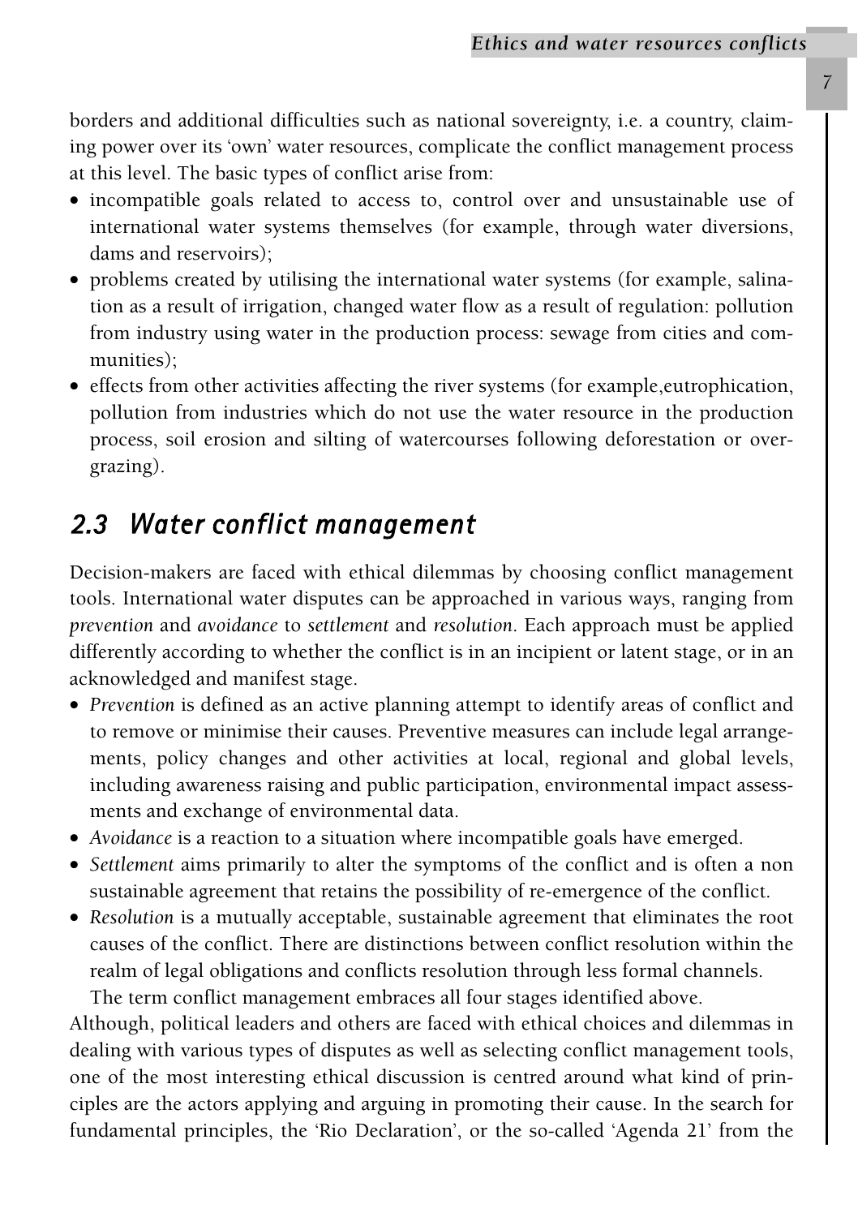borders and additional difficulties such as national sovereignty, i.e. a country, claiming power over its 'own' water resources, complicate the conflict management process at this level. The basic types of conflict arise from:

- incompatible goals related to access to, control over and unsustainable use of international water systems themselves (for example, through water diversions, dams and reservoirs);
- problems created by utilising the international water systems (for example, salination as a result of irrigation, changed water flow as a result of regulation: pollution from industry using water in the production process: sewage from cities and communities);
- effects from other activities affecting the river systems (for example,eutrophication, pollution from industries which do not use the water resource in the production process, soil erosion and silting of watercourses following deforestation or overgrazing).

## 2.3 Water conflict management

Decision-makers are faced with ethical dilemmas by choosing conflict management tools. International water disputes can be approached in various ways, ranging from *prevention* and *avoidance* to *settlement* and *resolution*. Each approach must be applied differently according to whether the conflict is in an incipient or latent stage, or in an acknowledged and manifest stage.

- *Prevention* is defined as an active planning attempt to identify areas of conflict and to remove or minimise their causes. Preventive measures can include legal arrangements, policy changes and other activities at local, regional and global levels, including awareness raising and public participation, environmental impact assessments and exchange of environmental data.
- *Avoidance* is a reaction to a situation where incompatible goals have emerged.
- *Settlement* aims primarily to alter the symptoms of the conflict and is often a non sustainable agreement that retains the possibility of re-emergence of the conflict.
- *Resolution* is a mutually acceptable, sustainable agreement that eliminates the root causes of the conflict. There are distinctions between conflict resolution within the realm of legal obligations and conflicts resolution through less formal channels.

  The term conflict management embraces all four stages identified above.

Although, political leaders and others are faced with ethical choices and dilemmas in dealing with various types of disputes as well as selecting conflict management tools, one of the most interesting ethical discussion is centred around what kind of principles are the actors applying and arguing in promoting their cause. In the search for fundamental principles, the 'Rio Declaration', or the so-called 'Agenda 21' from the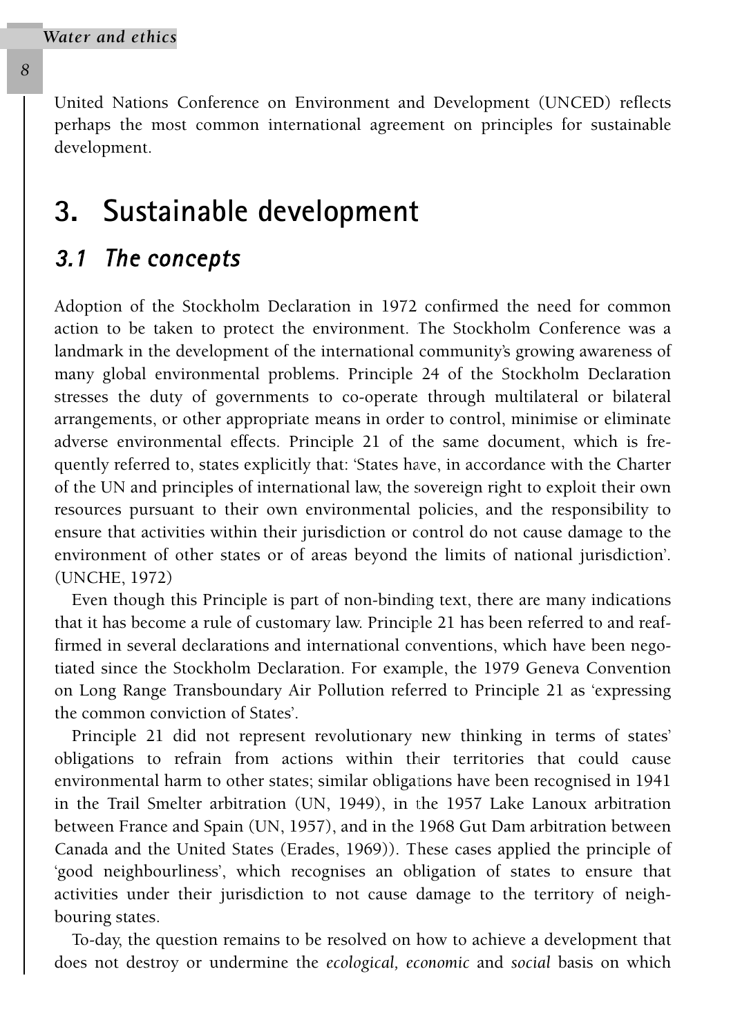United Nations Conference on Environment and Development (UNCED) reflects perhaps the most common international agreement on principles for sustainable development.

# 3. Sustainable development

## 3.1 The concepts

Adoption of the Stockholm Declaration in 1972 confirmed the need for common action to be taken to protect the environment. The Stockholm Conference was a landmark in the development of the international community's growing awareness of many global environmental problems. Principle 24 of the Stockholm Declaration stresses the duty of governments to co-operate through multilateral or bilateral arrangements, or other appropriate means in order to control, minimise or eliminate adverse environmental effects. Principle 21 of the same document, which is frequently referred to, states explicitly that: 'States have, in accordance with the Charter of the UN and principles of international law, the sovereign right to exploit their own resources pursuant to their own environmental policies, and the responsibility to ensure that activities within their jurisdiction or control do not cause damage to the environment of other states or of areas beyond the limits of national jurisdiction'. (UNCHE, 1972)

Even though this Principle is part of non-binding text, there are many indications that it has become a rule of customary law. Principle 21 has been referred to and reaffirmed in several declarations and international conventions, which have been negotiated since the Stockholm Declaration. For example, the 1979 Geneva Convention on Long Range Transboundary Air Pollution referred to Principle 21 as 'expressing the common conviction of States'.

Principle 21 did not represent revolutionary new thinking in terms of states' obligations to refrain from actions within their territories that could cause environmental harm to other states; similar obligations have been recognised in 1941 in the Trail Smelter arbitration (UN, 1949), in the 1957 Lake Lanoux arbitration between France and Spain (UN, 1957), and in the 1968 Gut Dam arbitration between Canada and the United States (Erades, 1969)). These cases applied the principle of 'good neighbourliness', which recognises an obligation of states to ensure that activities under their jurisdiction to not cause damage to the territory of neighbouring states.

To-day, the question remains to be resolved on how to achieve a development that does not destroy or undermine the *ecological*, *economic* and *social* basis on which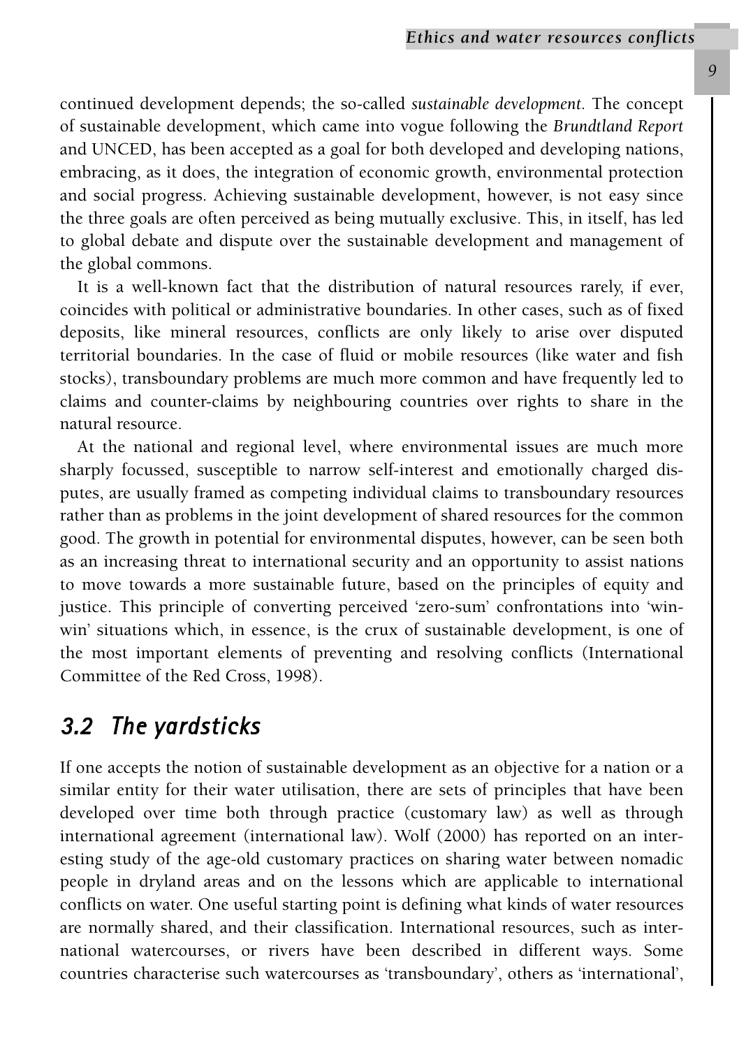continued development depends; the so-called *sustainable development*. The concept of sustainable development, which came into vogue following the *Brundtland Report* and UNCED, has been accepted as a goal for both developed and developing nations, embracing, as it does, the integration of economic growth, environmental protection and social progress. Achieving sustainable development, however, is not easy since the three goals are often perceived as being mutually exclusive. This, in itself, has led to global debate and dispute over the sustainable development and management of the global commons.

It is a well-known fact that the distribution of natural resources rarely, if ever, coincides with political or administrative boundaries. In other cases, such as of fixed deposits, like mineral resources, conflicts are only likely to arise over disputed territorial boundaries. In the case of fluid or mobile resources (like water and fish stocks), transboundary problems are much more common and have frequently led to claims and counter-claims by neighbouring countries over rights to share in the natural resource.

At the national and regional level, where environmental issues are much more sharply focussed, susceptible to narrow self-interest and emotionally charged disputes, are usually framed as competing individual claims to transboundary resources rather than as problems in the joint development of shared resources for the common good. The growth in potential for environmental disputes, however, can be seen both as an increasing threat to international security and an opportunity to assist nations to move towards a more sustainable future, based on the principles of equity and justice. This principle of converting perceived 'zero-sum' confrontations into 'win-win' situations which, in essence, is the crux of sustainable development, is one of the most important elements of preventing and resolving conflicts (International Committee of the Red Cross, 1998).

## 3.2 The yardsticks

If one accepts the notion of sustainable development as an objective for a nation or a similar entity for their water utilisation, there are sets of principles that have been developed over time both through practice (customary law) as well as through international agreement (international law). Wolf (2000) has reported on an interesting study of the age-old customary practices on sharing water between nomadic people in dryland areas and on the lessons which are applicable to international conflicts on water. One useful starting point is defining what kinds of water resources are normally shared, and their classification. International resources, such as international watercourses, or rivers have been described in different ways. Some countries characterise such watercourses as 'transboundary', others as 'international',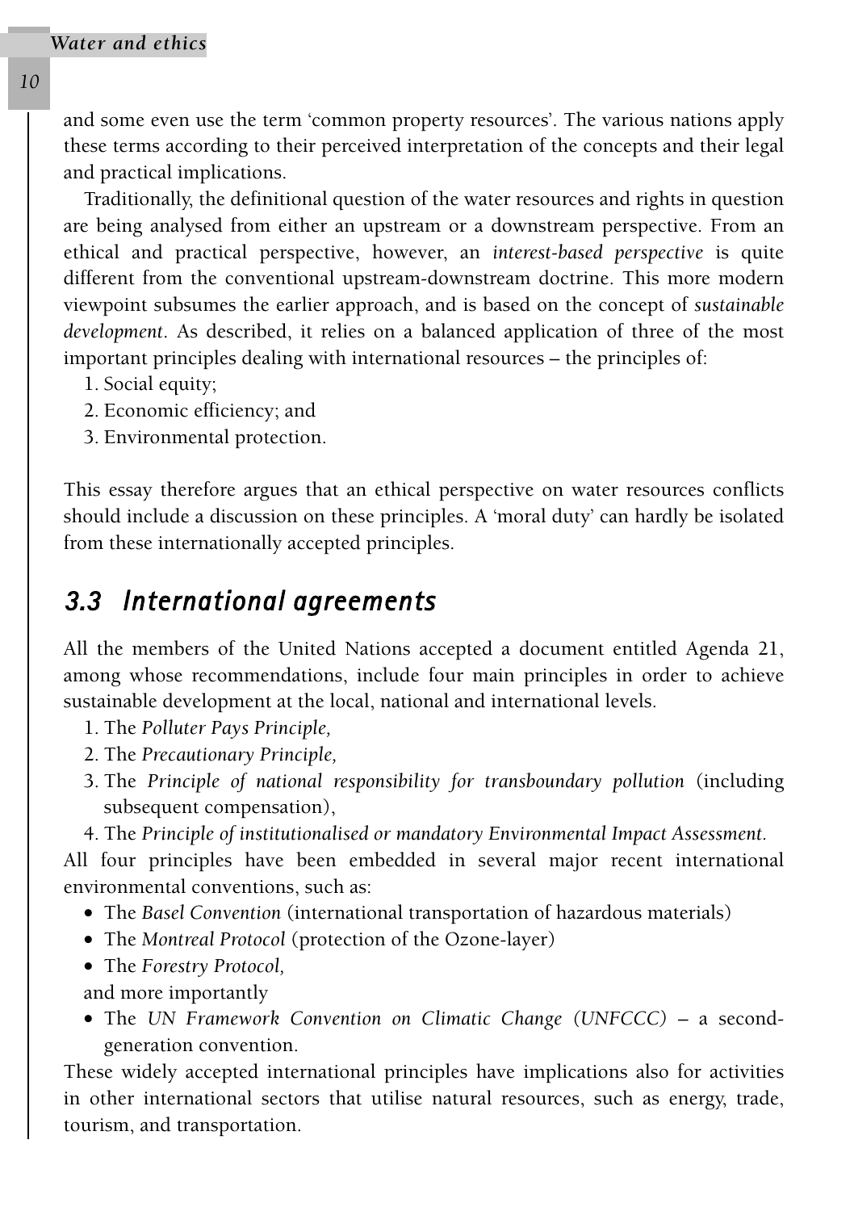and some even use the term 'common property resources'. The various nations apply these terms according to their perceived interpretation of the concepts and their legal and practical implications.

Traditionally, the definitional question of the water resources and rights in question are being analysed from either an upstream or a downstream perspective. From an ethical and practical perspective, however, an *interest-based perspective* is quite different from the conventional upstream-downstream doctrine. This more modern viewpoint subsumes the earlier approach, and is based on the concept of *sustainable development*. As described, it relies on a balanced application of three of the most important principles dealing with international resources – the principles of:

1. Social equity;
2. Economic efficiency; and
3. Environmental protection.

This essay therefore argues that an ethical perspective on water resources conflicts should include a discussion on these principles. A 'moral duty' can hardly be isolated from these internationally accepted principles.

## 3.3 International agreements

All the members of the United Nations accepted a document entitled Agenda 21, among whose recommendations, include four main principles in order to achieve sustainable development at the local, national and international levels.

1. The *Polluter Pays Principle,*
2. The *Precautionary Principle,*
3. The *Principle of national responsibility for transboundary pollution* (including subsequent compensation),
4. The *Principle of institutionalised or mandatory Environmental Impact Assessment.*

All four principles have been embedded in several major recent international environmental conventions, such as:

- The *Basel Convention* (international transportation of hazardous materials)
- The *Montreal Protocol* (protection of the Ozone-layer)
- The *Forestry Protocol,*

and more importantly

- The *UN Framework Convention on Climatic Change (UNFCCC)* – a second-generation convention.

These widely accepted international principles have implications also for activities in other international sectors that utilise natural resources, such as energy, trade, tourism, and transportation.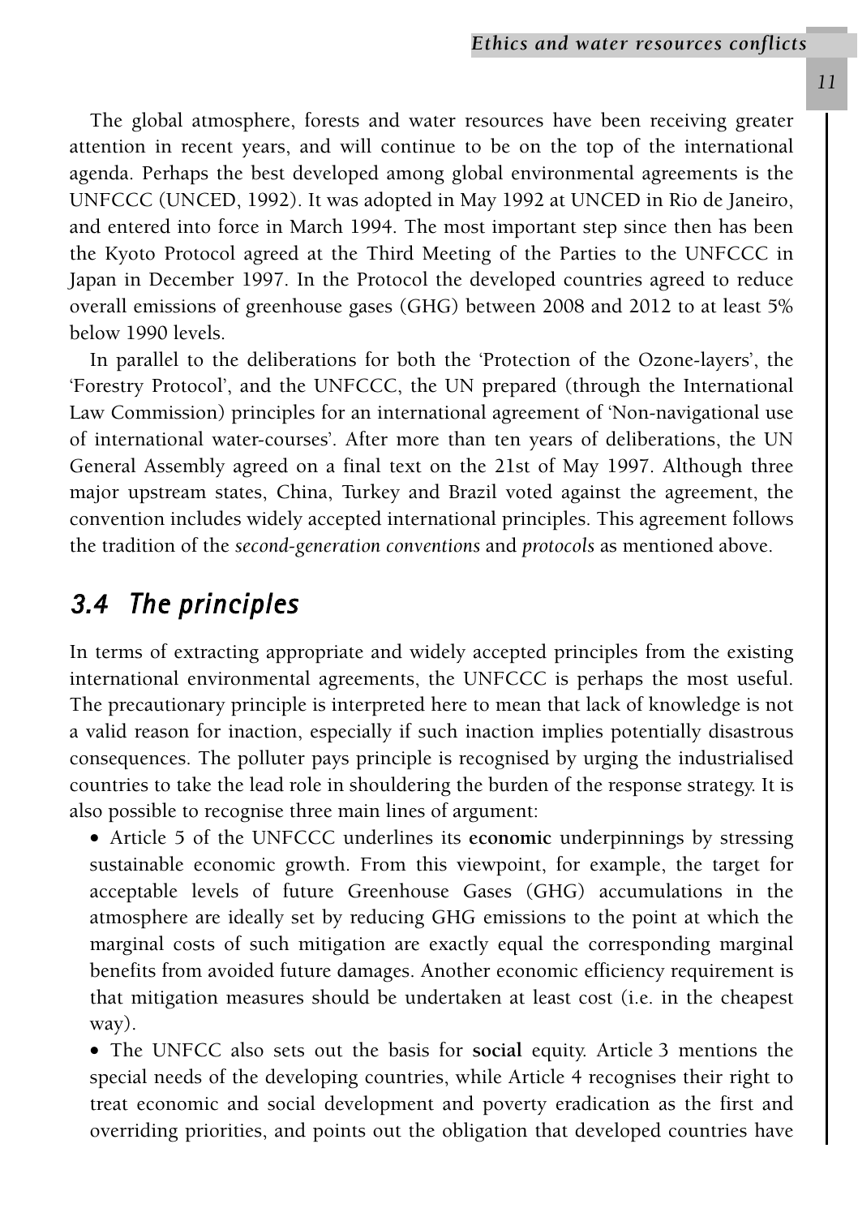The global atmosphere, forests and water resources have been receiving greater attention in recent years, and will continue to be on the top of the international agenda. Perhaps the best developed among global environmental agreements is the UNFCCC (UNCED, 1992). It was adopted in May 1992 at UNCED in Rio de Janeiro, and entered into force in March 1994. The most important step since then has been the Kyoto Protocol agreed at the Third Meeting of the Parties to the UNFCCC in Japan in December 1997. In the Protocol the developed countries agreed to reduce overall emissions of greenhouse gases (GHG) between 2008 and 2012 to at least 5% below 1990 levels.

In parallel to the deliberations for both the 'Protection of the Ozone-layers', the 'Forestry Protocol', and the UNFCCC, the UN prepared (through the International Law Commission) principles for an international agreement of 'Non-navigational use of international water-courses'. After more than ten years of deliberations, the UN General Assembly agreed on a final text on the 21st of May 1997. Although three major upstream states, China, Turkey and Brazil voted against the agreement, the convention includes widely accepted international principles. This agreement follows the tradition of the *second-generation conventions* and *protocols* as mentioned above.

## 3.4 The principles

In terms of extracting appropriate and widely accepted principles from the existing international environmental agreements, the UNFCCC is perhaps the most useful. The precautionary principle is interpreted here to mean that lack of knowledge is not a valid reason for inaction, especially if such inaction implies potentially disastrous consequences. The polluter pays principle is recognised by urging the industrialised countries to take the lead role in shouldering the burden of the response strategy. It is also possible to recognise three main lines of argument:

- Article 5 of the UNFCCC underlines its **economic** underpinnings by stressing sustainable economic growth. From this viewpoint, for example, the target for acceptable levels of future Greenhouse Gases (GHG) accumulations in the atmosphere are ideally set by reducing GHG emissions to the point at which the marginal costs of such mitigation are exactly equal the corresponding marginal benefits from avoided future damages. Another economic efficiency requirement is that mitigation measures should be undertaken at least cost (i.e. in the cheapest way).
- The UNFCC also sets out the basis for **social** equity. Article 3 mentions the special needs of the developing countries, while Article 4 recognises their right to treat economic and social development and poverty eradication as the first and overriding priorities, and points out the obligation that developed countries have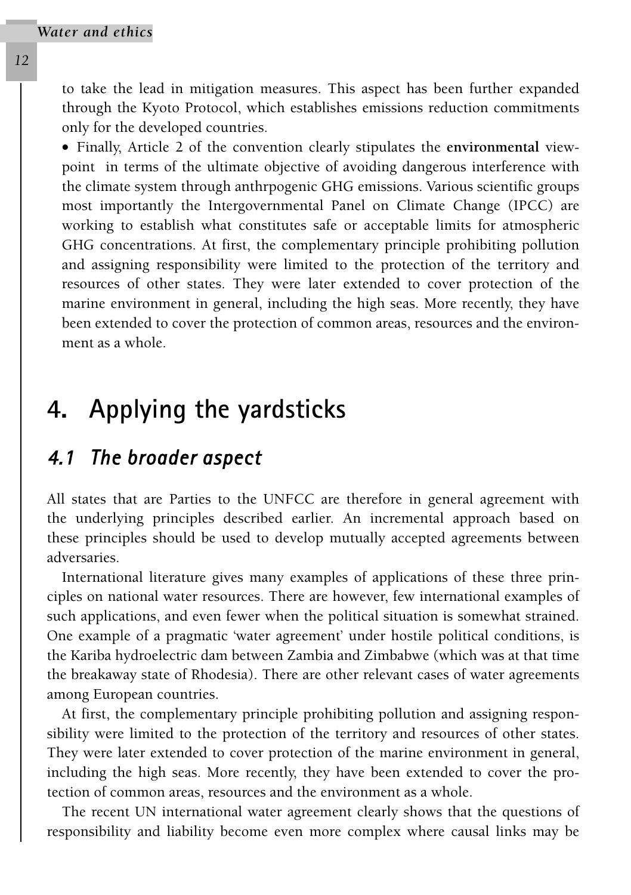to take the lead in mitigation measures. This aspect has been further expanded through the Kyoto Protocol, which establishes emissions reduction commitments only for the developed countries.

- Finally, Article 2 of the convention clearly stipulates the **environmental** viewpoint in terms of the ultimate objective of avoiding dangerous interference with the climate system through anthrpogenic GHG emissions. Various scientific groups most importantly the Intergovernmental Panel on Climate Change (IPCC) are working to establish what constitutes safe or acceptable limits for atmospheric GHG concentrations. At first, the complementary principle prohibiting pollution and assigning responsibility were limited to the protection of the territory and resources of other states. They were later extended to cover protection of the marine environment in general, including the high seas. More recently, they have been extended to cover the protection of common areas, resources and the environment as a whole.

# 4. Applying the yardsticks

## 4.1 The broader aspect

All states that are Parties to the UNFCC are therefore in general agreement with the underlying principles described earlier. An incremental approach based on these principles should be used to develop mutually accepted agreements between adversaries.

International literature gives many examples of applications of these three principles on national water resources. There are however, few international examples of such applications, and even fewer when the political situation is somewhat strained. One example of a pragmatic 'water agreement' under hostile political conditions, is the Kariba hydroelectric dam between Zambia and Zimbabwe (which was at that time the breakaway state of Rhodesia). There are other relevant cases of water agreements among European countries.

At first, the complementary principle prohibiting pollution and assigning responsibility were limited to the protection of the territory and resources of other states. They were later extended to cover protection of the marine environment in general, including the high seas. More recently, they have been extended to cover the protection of common areas, resources and the environment as a whole.

The recent UN international water agreement clearly shows that the questions of responsibility and liability become even more complex where causal links may be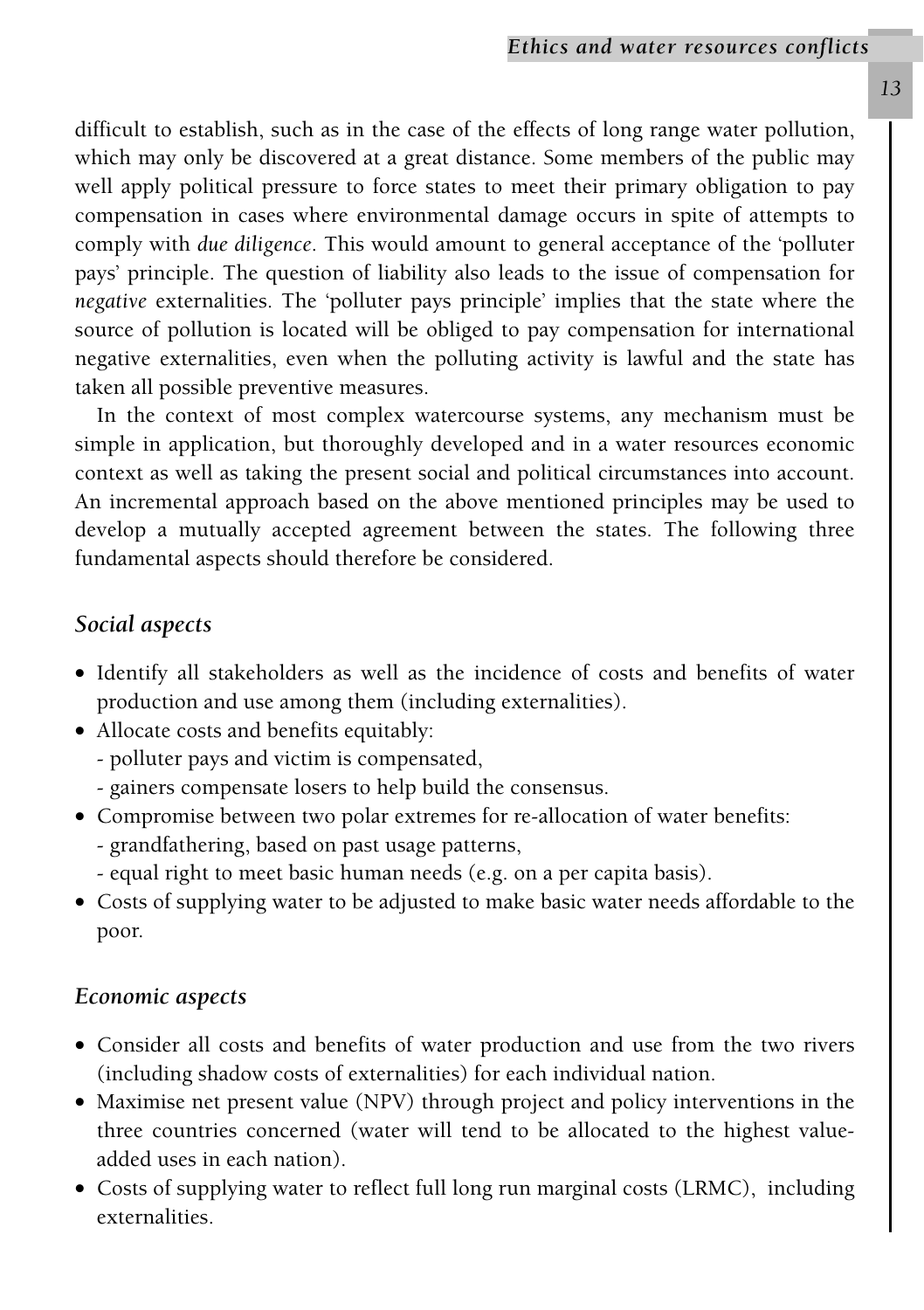difficult to establish, such as in the case of the effects of long range water pollution, which may only be discovered at a great distance. Some members of the public may well apply political pressure to force states to meet their primary obligation to pay compensation in cases where environmental damage occurs in spite of attempts to comply with *due diligence*. This would amount to general acceptance of the 'polluter pays' principle. The question of liability also leads to the issue of compensation for *negative* externalities. The 'polluter pays principle' implies that the state where the source of pollution is located will be obliged to pay compensation for international negative externalities, even when the polluting activity is lawful and the state has taken all possible preventive measures.

In the context of most complex watercourse systems, any mechanism must be simple in application, but thoroughly developed and in a water resources economic context as well as taking the present social and political circumstances into account. An incremental approach based on the above mentioned principles may be used to develop a mutually accepted agreement between the states. The following three fundamental aspects should therefore be considered.

### *Social aspects*

- Identify all stakeholders as well as the incidence of costs and benefits of water production and use among them (including externalities).
- Allocate costs and benefits equitably:
  - polluter pays and victim is compensated,
  - gainers compensate losers to help build the consensus.
- Compromise between two polar extremes for re-allocation of water benefits:
  - grandfathering, based on past usage patterns,
  - equal right to meet basic human needs (e.g. on a per capita basis).
- Costs of supplying water to be adjusted to make basic water needs affordable to the poor.

### *Economic aspects*

- Consider all costs and benefits of water production and use from the two rivers (including shadow costs of externalities) for each individual nation.
- Maximise net present value (NPV) through project and policy interventions in the three countries concerned (water will tend to be allocated to the highest value-added uses in each nation).
- Costs of supplying water to reflect full long run marginal costs (LRMC), including externalities.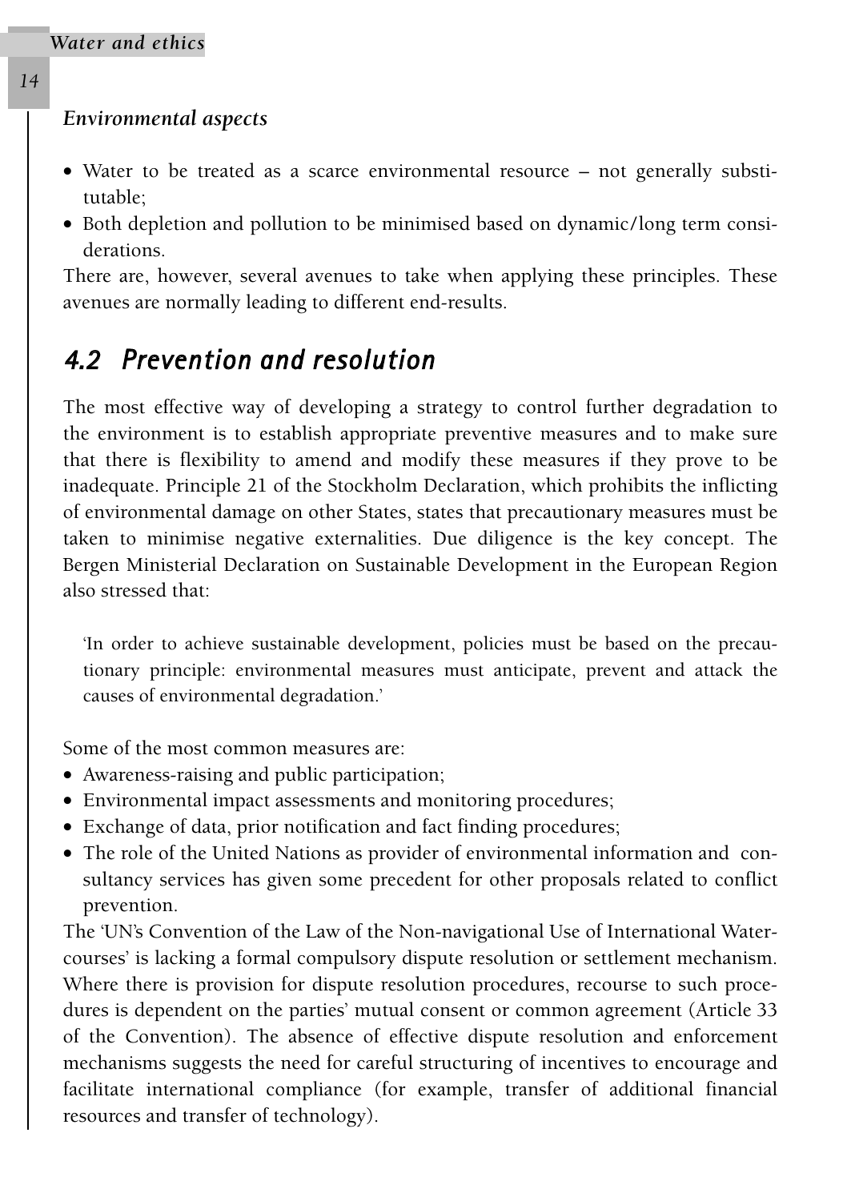### *Environmental aspects*

- Water to be treated as a scarce environmental resource – not generally substitutable;
- Both depletion and pollution to be minimised based on dynamic/long term considerations.

There are, however, several avenues to take when applying these principles. These avenues are normally leading to different end-results.

## *4.2 Prevention and resolution*

The most effective way of developing a strategy to control further degradation to the environment is to establish appropriate preventive measures and to make sure that there is flexibility to amend and modify these measures if they prove to be inadequate. Principle 21 of the Stockholm Declaration, which prohibits the inflicting of environmental damage on other States, states that precautionary measures must be taken to minimise negative externalities. Due diligence is the key concept. The Bergen Ministerial Declaration on Sustainable Development in the European Region also stressed that:

> 'In order to achieve sustainable development, policies must be based on the precautionary principle: environmental measures must anticipate, prevent and attack the causes of environmental degradation.'

Some of the most common measures are:

- Awareness-raising and public participation;
- Environmental impact assessments and monitoring procedures;
- Exchange of data, prior notification and fact finding procedures;
- The role of the United Nations as provider of environmental information and consultancy services has given some precedent for other proposals related to conflict prevention.

The 'UN's Convention of the Law of the Non-navigational Use of International Watercourses' is lacking a formal compulsory dispute resolution or settlement mechanism. Where there is provision for dispute resolution procedures, recourse to such procedures is dependent on the parties' mutual consent or common agreement (Article 33 of the Convention). The absence of effective dispute resolution and enforcement mechanisms suggests the need for careful structuring of incentives to encourage and facilitate international compliance (for example, transfer of additional financial resources and transfer of technology).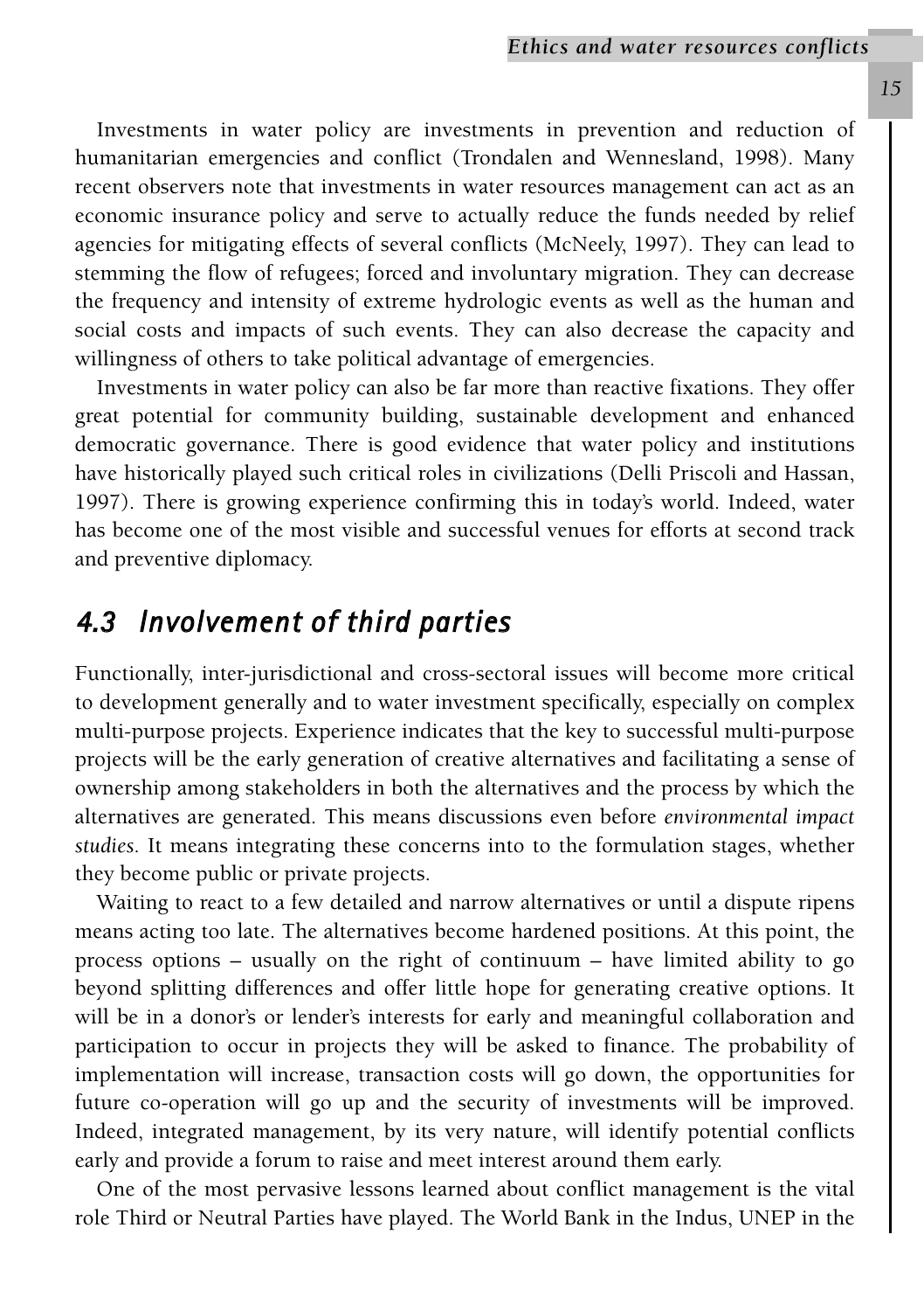Investments in water policy are investments in prevention and reduction of humanitarian emergencies and conflict (Trondalen and Wennesland, 1998). Many recent observers note that investments in water resources management can act as an economic insurance policy and serve to actually reduce the funds needed by relief agencies for mitigating effects of several conflicts (McNeely, 1997). They can lead to stemming the flow of refugees; forced and involuntary migration. They can decrease the frequency and intensity of extreme hydrologic events as well as the human and social costs and impacts of such events. They can also decrease the capacity and willingness of others to take political advantage of emergencies.

Investments in water policy can also be far more than reactive fixations. They offer great potential for community building, sustainable development and enhanced democratic governance. There is good evidence that water policy and institutions have historically played such critical roles in civilizations (Delli Priscoli and Hassan, 1997). There is growing experience confirming this in today's world. Indeed, water has become one of the most visible and successful venues for efforts at second track and preventive diplomacy.

## 4.3 Involvement of third parties

Functionally, inter-jurisdictional and cross-sectoral issues will become more critical to development generally and to water investment specifically, especially on complex multi-purpose projects. Experience indicates that the key to successful multi-purpose projects will be the early generation of creative alternatives and facilitating a sense of ownership among stakeholders in both the alternatives and the process by which the alternatives are generated. This means discussions even before *environmental impact studies*. It means integrating these concerns into to the formulation stages, whether they become public or private projects.

Waiting to react to a few detailed and narrow alternatives or until a dispute ripens means acting too late. The alternatives become hardened positions. At this point, the process options – usually on the right of continuum – have limited ability to go beyond splitting differences and offer little hope for generating creative options. It will be in a donor's or lender's interests for early and meaningful collaboration and participation to occur in projects they will be asked to finance. The probability of implementation will increase, transaction costs will go down, the opportunities for future co-operation will go up and the security of investments will be improved. Indeed, integrated management, by its very nature, will identify potential conflicts early and provide a forum to raise and meet interest around them early.

One of the most pervasive lessons learned about conflict management is the vital role Third or Neutral Parties have played. The World Bank in the Indus, UNEP in the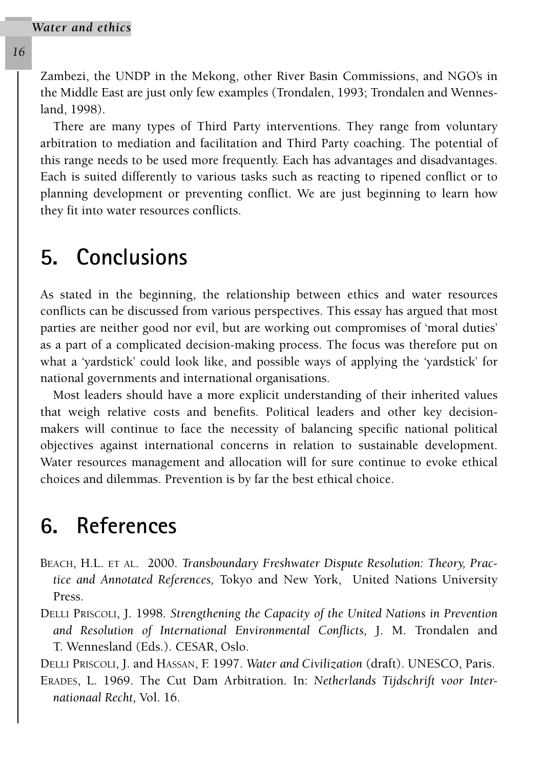Zambezi, the UNDP in the Mekong, other River Basin Commissions, and NGO's in the Middle East are just only few examples (Trondalen, 1993; Trondalen and Wennesland, 1998).

There are many types of Third Party interventions. They range from voluntary arbitration to mediation and facilitation and Third Party coaching. The potential of this range needs to be used more frequently. Each has advantages and disadvantages. Each is suited differently to various tasks such as reacting to ripened conflict or to planning development or preventing conflict. We are just beginning to learn how they fit into water resources conflicts.

## 5. Conclusions

As stated in the beginning, the relationship between ethics and water resources conflicts can be discussed from various perspectives. This essay has argued that most parties are neither good nor evil, but are working out compromises of 'moral duties' as a part of a complicated decision-making process. The focus was therefore put on what a 'yardstick' could look like, and possible ways of applying the 'yardstick' for national governments and international organisations.

Most leaders should have a more explicit understanding of their inherited values that weigh relative costs and benefits. Political leaders and other key decision-makers will continue to face the necessity of balancing specific national political objectives against international concerns in relation to sustainable development. Water resources management and allocation will for sure continue to evoke ethical choices and dilemmas. Prevention is by far the best ethical choice.

## 6. References

BEACH, H.L. ET AL. 2000. *Transboundary Freshwater Dispute Resolution: Theory, Practice and Annotated References,* Tokyo and New York, United Nations University Press.

DELLI PRISCOLI, J. 1998. *Strengthening the Capacity of the United Nations in Prevention and Resolution of International Environmental Conflicts,* J. M. Trondalen and T. Wennesland (Eds.). CESAR, Oslo.

DELLI PRISCOLI, J. and HASSAN, F. 1997. *Water and Civilization* (draft). UNESCO, Paris.

ERADES, L. 1969. The Cut Dam Arbitration. In: *Netherlands Tijdschrift voor Internationaal Recht,* Vol. 16.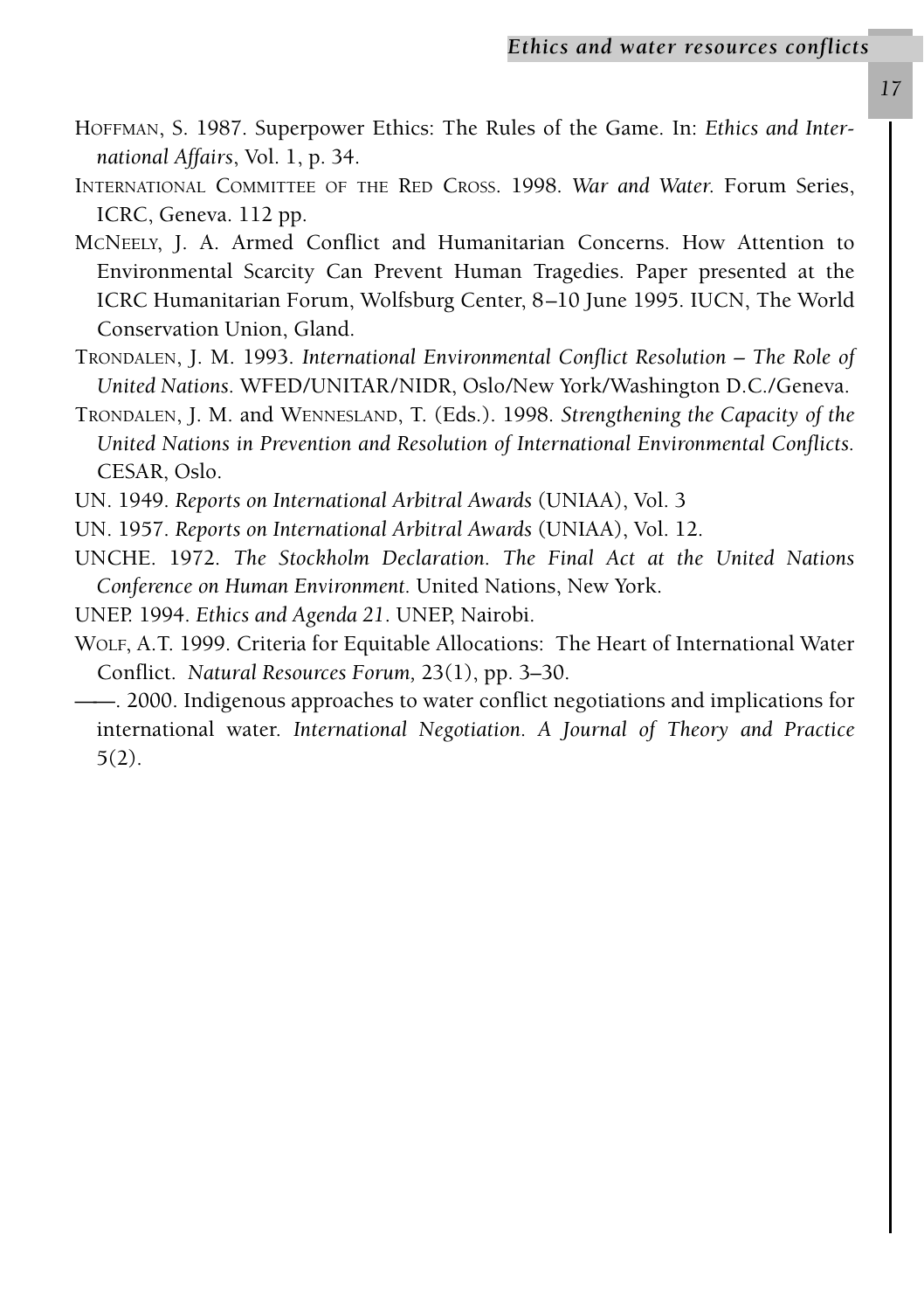Hoffman, S. 1987. Superpower Ethics: The Rules of the Game. In: *Ethics and International Affairs*, Vol. 1, p. 34.

International Committee of the Red Cross. 1998. *War and Water*. Forum Series, ICRC, Geneva. 112 pp.

McNeely, J. A. Armed Conflict and Humanitarian Concerns. How Attention to Environmental Scarcity Can Prevent Human Tragedies. Paper presented at the ICRC Humanitarian Forum, Wolfsburg Center, 8–10 June 1995. IUCN, The World Conservation Union, Gland.

Trondalen, J. M. 1993. *International Environmental Conflict Resolution – The Role of United Nations*. WFED/UNITAR/NIDR, Oslo/New York/Washington D.C./Geneva.

Trondalen, J. M. and Wennesland, T. (Eds.). 1998. *Strengthening the Capacity of the United Nations in Prevention and Resolution of International Environmental Conflicts.* CESAR, Oslo.

UN. 1949. *Reports on International Arbitral Awards* (UNIAA), Vol. 3

UN. 1957. *Reports on International Arbitral Awards* (UNIAA), Vol. 12.

UNCHE. 1972. *The Stockholm Declaration. The Final Act at the United Nations Conference on Human Environment*. United Nations, New York.

UNEP. 1994. *Ethics and Agenda 21*. UNEP, Nairobi.

Wolf, A.T. 1999. Criteria for Equitable Allocations: The Heart of International Water Conflict. *Natural Resources Forum,* 23(1), pp. 3–30.

——. 2000. Indigenous approaches to water conflict negotiations and implications for international water. *International Negotiation. A Journal of Theory and Practice* 5(2).